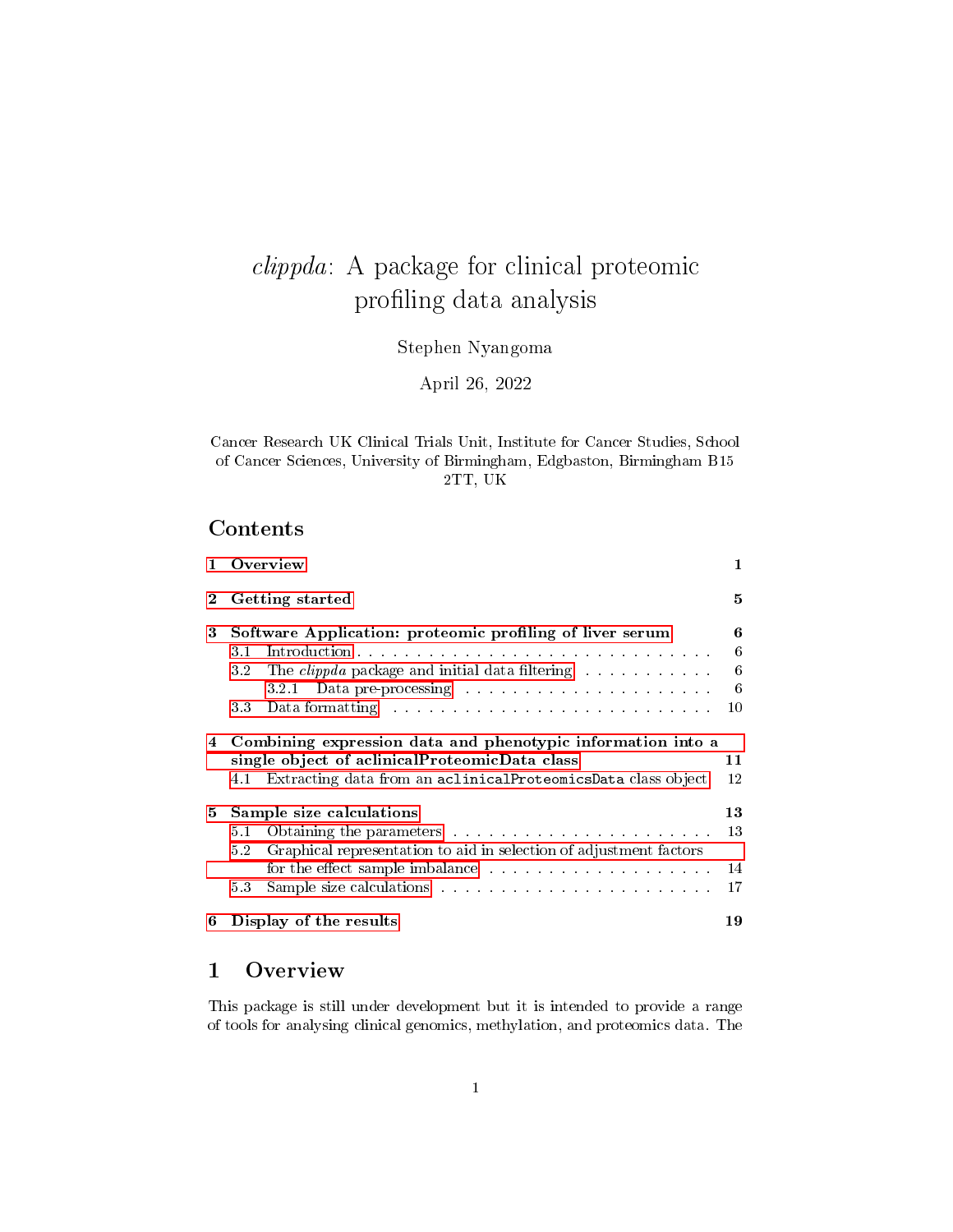# *clippda*: A package for clinical proteomic profiling data analysis

Stephen Nyangoma

April 26, 2022

Cancer Research UK Clinical Trials Unit, Institute for Cancer Studies, School of Cancer Sciences, University of Birmingham, Edgbaston, Birmingham B15 2TT, UK

## Contents

- 1 Overview — 1
- 2 Getting started — 5
- 3 Software Application: proteomic profiling of liver serum — 6
  - 3.1 Introduction — 6
  - 3.2 The *clippda* package and initial data filtering — 6
    - 3.2.1 Data pre-processing — 6
  - 3.3 Data formatting — 10
- 4 Combining expression data and phenotypic information into a single object of aclinicalProteomicData class — 11
  - 4.1 Extracting data from an `aclinicalProteomicsData` class object — 12
- 5 Sample size calculations — 13
  - 5.1 Obtaining the parameters — 13
  - 5.2 Graphical representation to aid in selection of adjustment factors for the effect sample imbalance — 14
  - 5.3 Sample size calculations — 17
- 6 Display of the results — 19

## 1 Overview

This package is still under development but it is intended to provide a range of tools for analysing clinical genomics, methylation, and proteomics data. The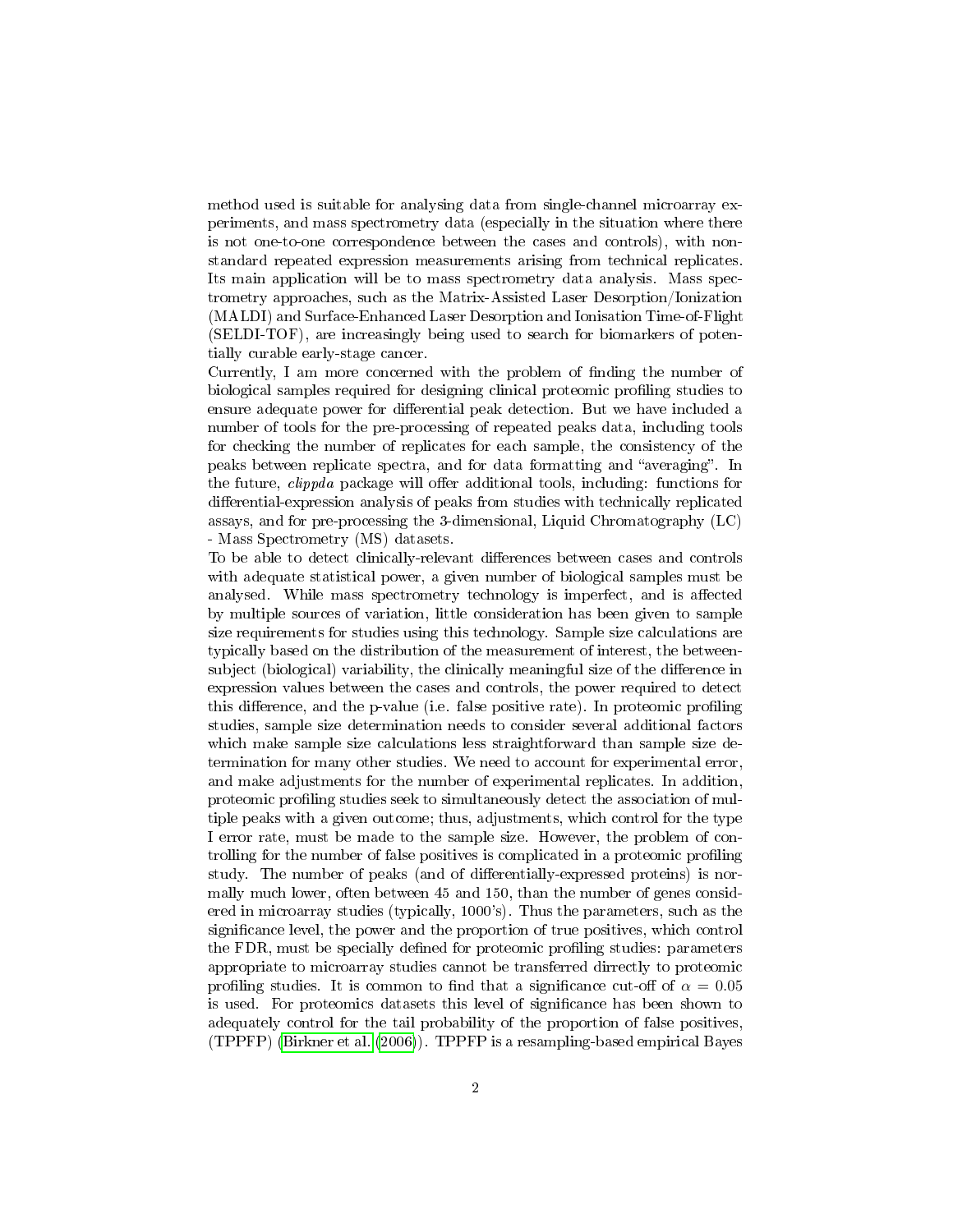method used is suitable for analysing data from single-channel microarray experiments, and mass spectrometry data (especially in the situation where there is not one-to-one correspondence between the cases and controls), with non-standard repeated expression measurements arising from technical replicates. Its main application will be to mass spectrometry data analysis. Mass spectrometry approaches, such as the Matrix-Assisted Laser Desorption/Ionization (MALDI) and Surface-Enhanced Laser Desorption and Ionisation Time-of-Flight (SELDI-TOF), are increasingly being used to search for biomarkers of potentially curable early-stage cancer.

Currently, I am more concerned with the problem of finding the number of biological samples required for designing clinical proteomic profiling studies to ensure adequate power for differential peak detection. But we have included a number of tools for the pre-processing of repeated peaks data, including tools for checking the number of replicates for each sample, the consistency of the peaks between replicate spectra, and for data formatting and "averaging". In the future, *clippda* package will offer additional tools, including: functions for differential-expression analysis of peaks from studies with technically replicated assays, and for pre-processing the 3-dimensional, Liquid Chromatography (LC) - Mass Spectrometry (MS) datasets.

To be able to detect clinically-relevant differences between cases and controls with adequate statistical power, a given number of biological samples must be analysed. While mass spectrometry technology is imperfect, and is affected by multiple sources of variation, little consideration has been given to sample size requirements for studies using this technology. Sample size calculations are typically based on the distribution of the measurement of interest, the between-subject (biological) variability, the clinically meaningful size of the difference in expression values between the cases and controls, the power required to detect this difference, and the p-value (i.e. false positive rate). In proteomic profiling studies, sample size determination needs to consider several additional factors which make sample size calculations less straightforward than sample size determination for many other studies. We need to account for experimental error, and make adjustments for the number of experimental replicates. In addition, proteomic profiling studies seek to simultaneously detect the association of multiple peaks with a given outcome; thus, adjustments, which control for the type I error rate, must be made to the sample size. However, the problem of controlling for the number of false positives is complicated in a proteomic profiling study. The number of peaks (and of differentially-expressed proteins) is normally much lower, often between 45 and 150, than the number of genes considered in microarray studies (typically, 1000's). Thus the parameters, such as the significance level, the power and the proportion of true positives, which control the FDR, must be specially defined for proteomic profiling studies: parameters appropriate to microarray studies cannot be transferred dirrectly to proteomic profiling studies. It is common to find that a significance cut-off of $\alpha = 0.05$ is used. For proteomics datasets this level of significance has been shown to adequately control for the tail probability of the proportion of false positives, (TPPFP) (Birkner et al. (2006)). TPPFP is a resampling-based empirical Bayes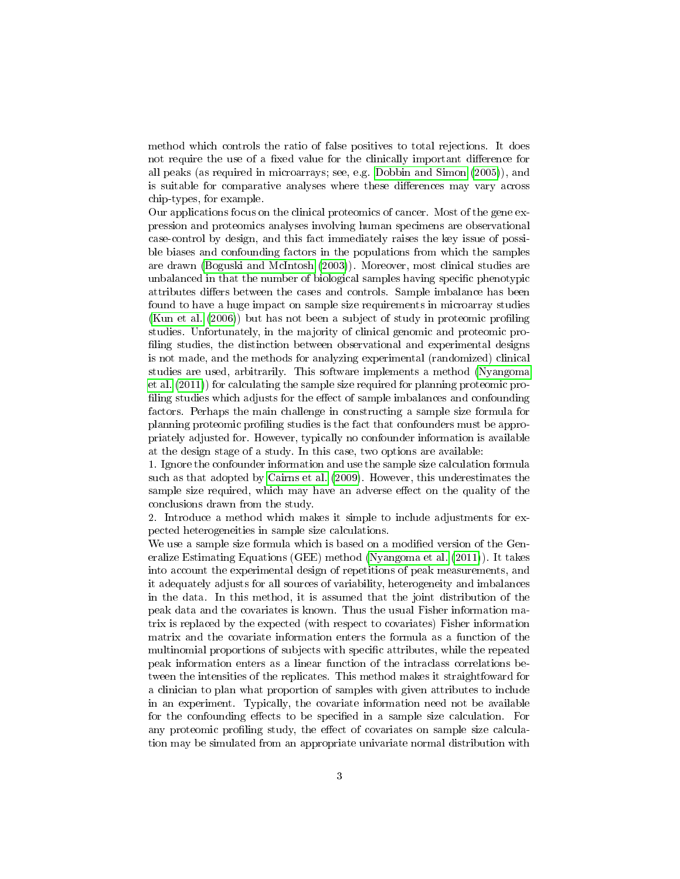method which controls the ratio of false positives to total rejections. It does not require the use of a fixed value for the clinically important difference for all peaks (as required in microarrays; see, e.g. Dobbin and Simon (2005)), and is suitable for comparative analyses where these differences may vary across chip-types, for example.

Our applications focus on the clinical proteomics of cancer. Most of the gene expression and proteomics analyses involving human specimens are observational case-control by design, and this fact immediately raises the key issue of possible biases and confounding factors in the populations from which the samples are drawn (Boguski and McIntosh (2003)). Moreover, most clinical studies are unbalanced in that the number of biological samples having specific phenotypic attributes differs between the cases and controls. Sample imbalance has been found to have a huge impact on sample size requirements in microarray studies (Kun et al. (2006)) but has not been a subject of study in proteomic profiling studies. Unfortunately, in the majority of clinical genomic and proteomic profiling studies, the distinction between observational and experimental designs is not made, and the methods for analyzing experimental (randomized) clinical studies are used, arbitrarily. This software implements a method (Nyangoma et al. (2011)) for calculating the sample size required for planning proteomic profiling studies which adjusts for the effect of sample imbalances and confounding factors. Perhaps the main challenge in constructing a sample size formula for planning proteomic profiling studies is the fact that confounders must be appropriately adjusted for. However, typically no confounder information is available at the design stage of a study. In this case, two options are available:

1. Ignore the confounder information and use the sample size calculation formula such as that adopted by Cairns et al. (2009). However, this underestimates the sample size required, which may have an adverse effect on the quality of the conclusions drawn from the study.

2. Introduce a method which makes it simple to include adjustments for expected heterogeneities in sample size calculations.

We use a sample size formula which is based on a modified version of the Generalize Estimating Equations (GEE) method (Nyangoma et al. (2011)). It takes into account the experimental design of repetitions of peak measurements, and it adequately adjusts for all sources of variability, heterogeneity and imbalances in the data. In this method, it is assumed that the joint distribution of the peak data and the covariates is known. Thus the usual Fisher information matrix is replaced by the expected (with respect to covariates) Fisher information matrix and the covariate information enters the formula as a function of the multinomial proportions of subjects with specific attributes, while the repeated peak information enters as a linear function of the intraclass correlations between the intensities of the replicates. This method makes it straightfoward for a clinician to plan what proportion of samples with given attributes to include in an experiment. Typically, the covariate information need not be available for the confounding effects to be specified in a sample size calculation. For any proteomic profiling study, the effect of covariates on sample size calculation may be simulated from an appropriate univariate normal distribution with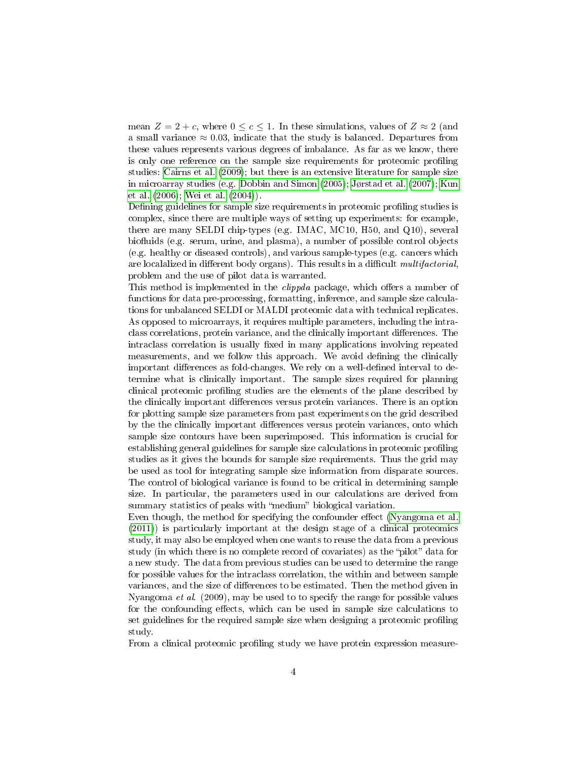mean $Z = 2 + c$, where $0 \leq c \leq 1$. In these simulations, values of $Z \approx 2$ (and a small variance $\approx 0.03$, indicate that the study is balanced. Departures from these values represents various degrees of imbalance. As far as we know, there is only one reference on the sample size requirements for proteomic profiling studies: Cairns et al. (2009); but there is an extensive literature for sample size in microarray studies (e.g. Dobbin and Simon (2005); Jørstad et al. (2007); Kun et al. (2006); Wei et al. (2004)).

Defining guidelines for sample size requirements in proteomic profiling studies is complex, since there are multiple ways of setting up experiments: for example, there are many SELDI chip-types (e.g. IMAC, MC10, H50, and Q10), several biofluids (e.g. serum, urine, and plasma), a number of possible control objects (e.g. healthy or diseased controls), and various sample-types (e.g. cancers which are localalized in different body organs). This results in a difficult *multifactorial*, problem and the use of pilot data is warranted.

This method is implemented in the *clippda* package, which offers a number of functions for data pre-processing, formatting, inference, and sample size calculations for unbalanced SELDI or MALDI proteomic data with technical replicates. As opposed to microarrays, it requires multiple parameters, including the intraclass correlations, protein variance, and the clinically important differences. The intraclass correlation is usually fixed in many applications involving repeated measurements, and we follow this approach. We avoid defining the clinically important differences as fold-changes. We rely on a well-defined interval to determine what is clinically important. The sample sizes required for planning clinical proteomic profiling studies are the elements of the plane described by the clinically important differences versus protein variances. There is an option for plotting sample size parameters from past experiments on the grid described by the the clinically important differences versus protein variances, onto which sample size contours have been superimposed. This information is crucial for establishing general guidelines for sample size calculations in proteomic profiling studies as it gives the bounds for sample size requirements. Thus the grid may be used as tool for integrating sample size information from disparate sources. The control of biological variance is found to be critical in determining sample size. In particular, the parameters used in our calculations are derived from summary statistics of peaks with "medium" biological variation.

Even though, the method for specifying the confounder effect (Nyangoma et al. (2011)) is particularly important at the design stage of a clinical proteomics study, it may also be employed when one wants to reuse the data from a previous study (in which there is no complete record of covariates) as the "pilot" data for a new study. The data from previous studies can be used to determine the range for possible values for the intraclass correlation, the within and between sample variances, and the size of differences to be estimated. Then the method given in Nyangoma *et al.* (2009), may be used to to specify the range for possible values for the confounding effects, which can be used in sample size calculations to set guidelines for the required sample size when designing a proteomic profiling study.

From a clinical proteomic profiling study we have protein expression measure-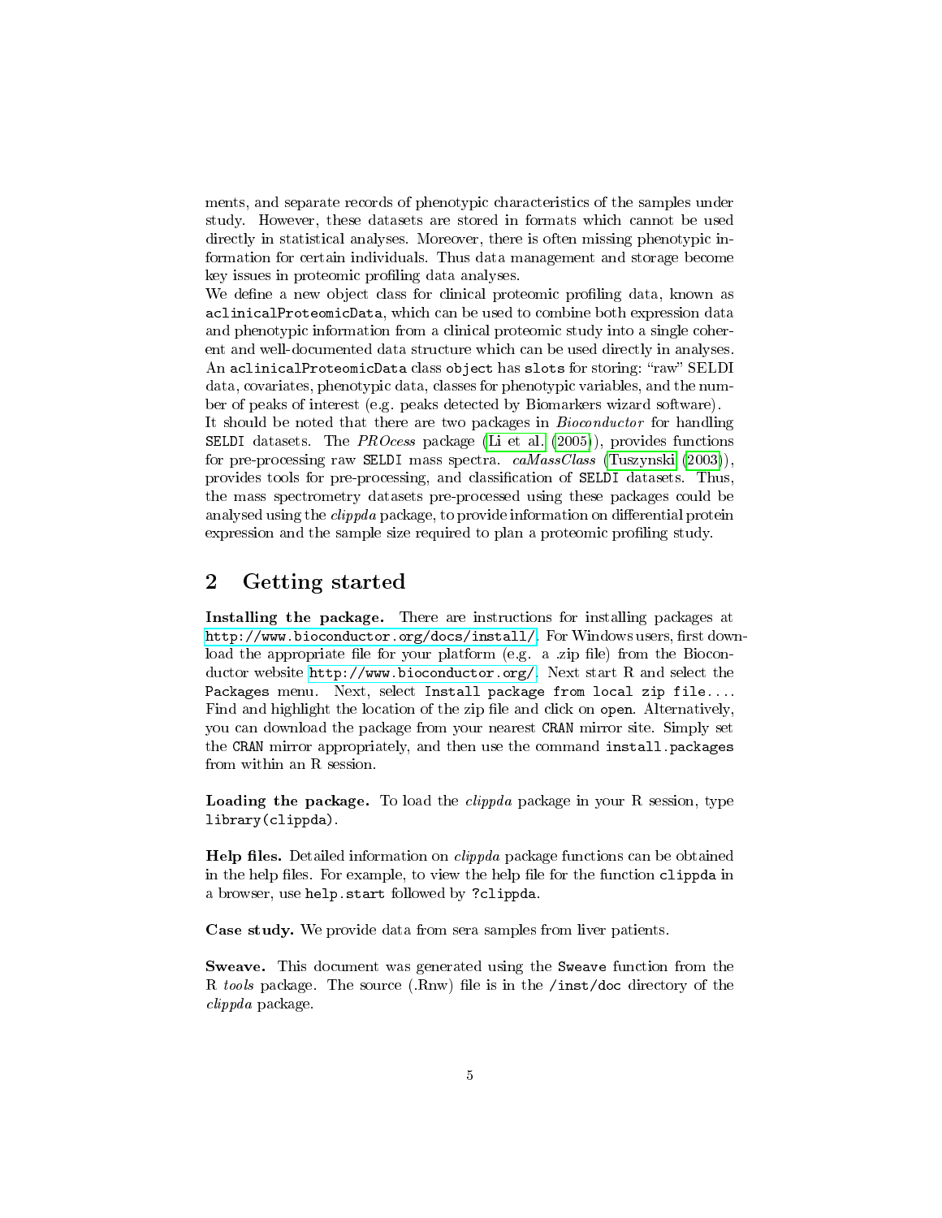ments, and separate records of phenotypic characteristics of the samples under study. However, these datasets are stored in formats which cannot be used directly in statistical analyses. Moreover, there is often missing phenotypic information for certain individuals. Thus data management and storage become key issues in proteomic profiling data analyses.

We define a new object class for clinical proteomic profiling data, known as `aclinicalProteomicData`, which can be used to combine both expression data and phenotypic information from a clinical proteomic study into a single coherent and well-documented data structure which can be used directly in analyses. An `aclinicalProteomicData` class `object` has `slots` for storing: "raw" SELDI data, covariates, phenotypic data, classes for phenotypic variables, and the number of peaks of interest (e.g. peaks detected by Biomarkers wizard software).

It should be noted that there are two packages in *Bioconductor* for handling `SELDI` datasets. The *PROcess* package (Li et al. (2005)), provides functions for pre-processing raw `SELDI` mass spectra. *caMassClass* (Tuszynski (2003)), provides tools for pre-processing, and classification of `SELDI` datasets. Thus, the mass spectrometry datasets pre-processed using these packages could be analysed using the *clippda* package, to provide information on differential protein expression and the sample size required to plan a proteomic profiling study.

## 2 Getting started

**Installing the package.** There are instructions for installing packages at http://www.bioconductor.org/docs/install/. For Windows users, first download the appropriate file for your platform (e.g. a .zip file) from the Bioconductor website http://www.bioconductor.org/. Next start R and select the `Packages` menu. Next, select `Install package from local zip file...`. Find and highlight the location of the zip file and click on `open`. Alternatively, you can download the package from your nearest `CRAN` mirror site. Simply set the `CRAN` mirror appropriately, and then use the command `install.packages` from within an R session.

**Loading the package.** To load the *clippda* package in your R session, type `library(clippda)`.

**Help files.** Detailed information on *clippda* package functions can be obtained in the help files. For example, to view the help file for the function `clippda` in a browser, use `help.start` followed by `?clippda`.

**Case study.** We provide data from sera samples from liver patients.

**Sweave.** This document was generated using the `Sweave` function from the R *tools* package. The source (.Rnw) file is in the `/inst/doc` directory of the *clippda* package.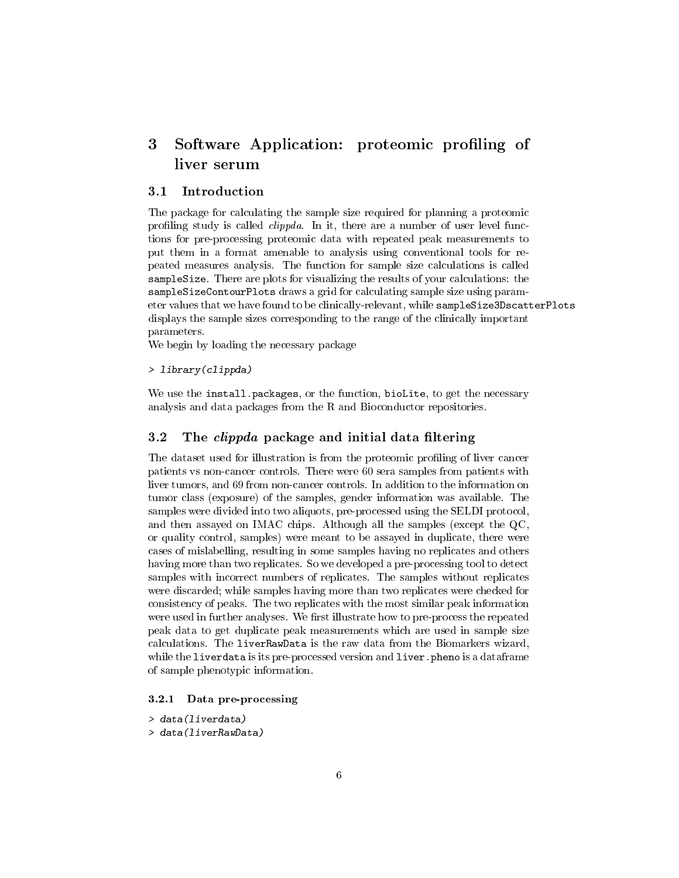# 3 Software Application: proteomic profiling of liver serum

## 3.1 Introduction

The package for calculating the sample size required for planning a proteomic profiling study is called *clippda*. In it, there are a number of user level functions for pre-processing proteomic data with repeated peak measurements to put them in a format amenable to analysis using conventional tools for repeated measures analysis. The function for sample size calculations is called `sampleSize`. There are plots for visualizing the results of your calculations: the `sampleSizeContourPlots` draws a grid for calculating sample size using parameter values that we have found to be clinically-relevant, while `sampleSize3DscatterPlots` displays the sample sizes corresponding to the range of the clinically important parameters.
We begin by loading the necessary package

```
> library(clippda)
```

We use the `install.packages`, or the function, `bioLite`, to get the necessary analysis and data packages from the R and Bioconductor repositories.

## 3.2 The *clippda* package and initial data filtering

The dataset used for illustration is from the proteomic profiling of liver cancer patients vs non-cancer controls. There were 60 sera samples from patients with liver tumors, and 69 from non-cancer controls. In addition to the information on tumor class (exposure) of the samples, gender information was available. The samples were divided into two aliquots, pre-processed using the SELDI protocol, and then assayed on IMAC chips. Although all the samples (except the QC, or quality control, samples) were meant to be assayed in duplicate, there were cases of mislabelling, resulting in some samples having no replicates and others having more than two replicates. So we developed a pre-processing tool to detect samples with incorrect numbers of replicates. The samples without replicates were discarded; while samples having more than two replicates were checked for consistency of peaks. The two replicates with the most similar peak information were used in further analyses. We first illustrate how to pre-process the repeated peak data to get duplicate peak measurements which are used in sample size calculations. The `liverRawData` is the raw data from the Biomarkers wizard, while the `liverdata` is its pre-processed version and `liver.pheno` is a dataframe of sample phenotypic information.

### 3.2.1 Data pre-processing

```
> data(liverdata)
> data(liverRawData)
```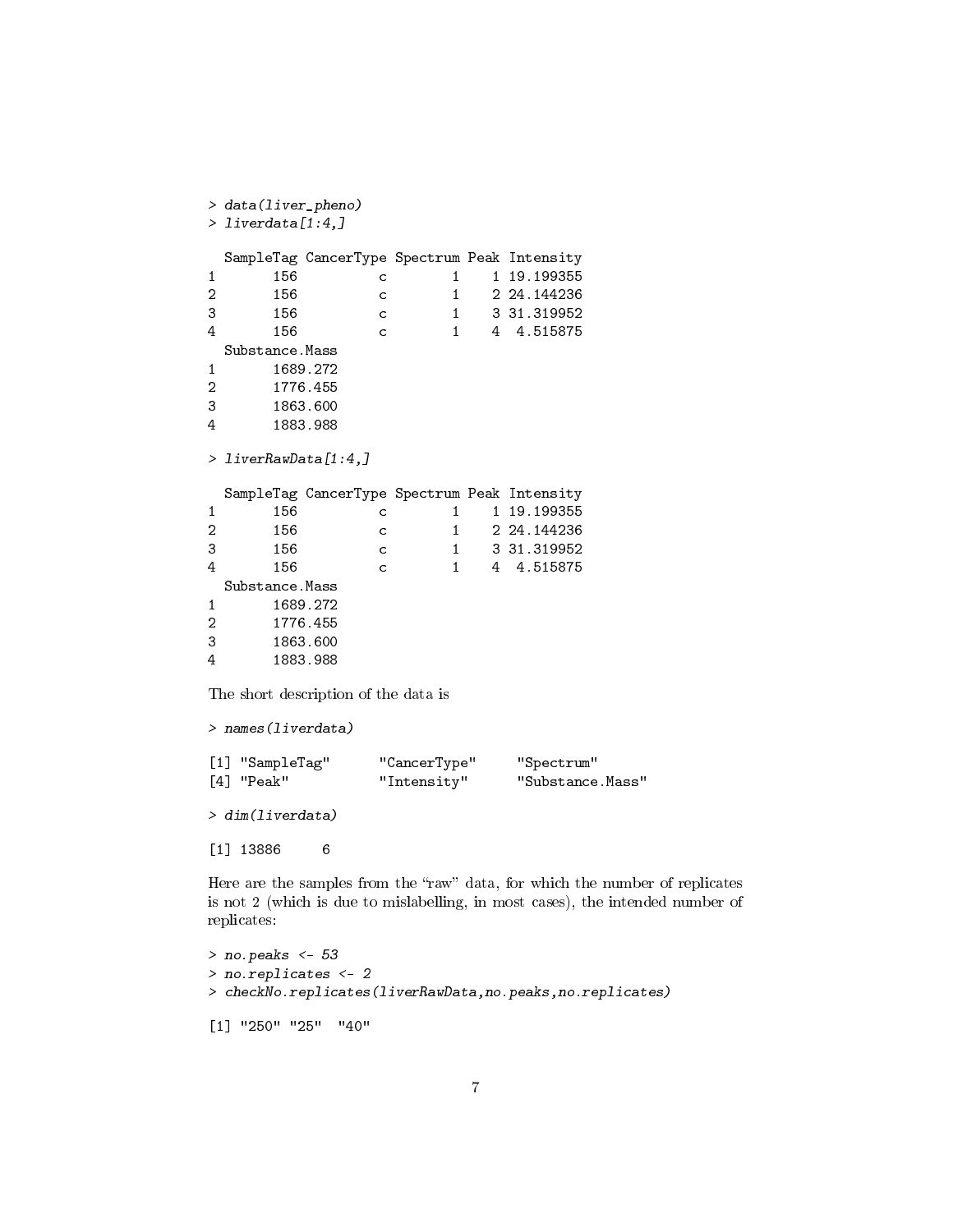```
> data(liver_pheno)
> liverdata[1:4,]

  SampleTag CancerType Spectrum Peak Intensity
1       156          c        1    1 19.199355
2       156          c        1    2 24.144236
3       156          c        1    3 31.319952
4       156          c        1    4  4.515875
  Substance.Mass
1       1689.272
2       1776.455
3       1863.600
4       1883.988

> liverRawData[1:4,]

  SampleTag CancerType Spectrum Peak Intensity
1       156          c        1    1 19.199355
2       156          c        1    2 24.144236
3       156          c        1    3 31.319952
4       156          c        1    4  4.515875
  Substance.Mass
1       1689.272
2       1776.455
3       1863.600
4       1883.988
```

The short description of the data is

```
> names(liverdata)

[1] "SampleTag"      "CancerType"     "Spectrum"
[4] "Peak"           "Intensity"      "Substance.Mass"

> dim(liverdata)

[1] 13886     6
```

Here are the samples from the "raw" data, for which the number of replicates is not 2 (which is due to mislabelling, in most cases), the intended number of replicates:

```
> no.peaks <- 53
> no.replicates <- 2
> checkNo.replicates(liverRawData,no.peaks,no.replicates)

[1] "250" "25"  "40"
```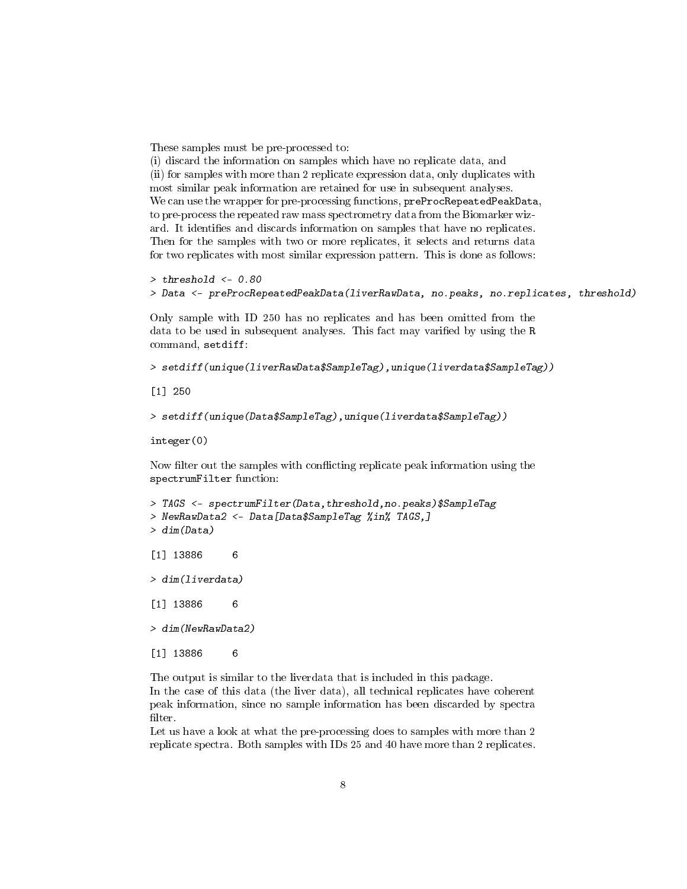These samples must be pre-processed to:
(i) discard the information on samples which have no replicate data, and
(ii) for samples with more than 2 replicate expression data, only duplicates with most similar peak information are retained for use in subsequent analyses.
We can use the wrapper for pre-processing functions, `preProcRepeatedPeakData`, to pre-process the repeated raw mass spectrometry data from the Biomarker wizard. It identifies and discards information on samples that have no replicates. Then for the samples with two or more replicates, it selects and returns data for two replicates with most similar expression pattern. This is done as follows:

```
> threshold <- 0.80
> Data <- preProcRepeatedPeakData(liverRawData, no.peaks, no.replicates, threshold)
```

Only sample with ID 250 has no replicates and has been omitted from the data to be used in subsequent analyses. This fact may varified by using the R command, `setdiff`:

```
> setdiff(unique(liverRawData$SampleTag),unique(liverdata$SampleTag))

[1] 250

> setdiff(unique(Data$SampleTag),unique(liverdata$SampleTag))

integer(0)
```

Now filter out the samples with conflicting replicate peak information using the `spectrumFilter` function:

```
> TAGS <- spectrumFilter(Data,threshold,no.peaks)$SampleTag
> NewRawData2 <- Data[Data$SampleTag %in% TAGS,]
> dim(Data)

[1] 13886     6

> dim(liverdata)

[1] 13886     6

> dim(NewRawData2)

[1] 13886     6
```

The output is similar to the liverdata that is included in this package.
In the case of this data (the liver data), all technical replicates have coherent peak information, since no sample information has been discarded by spectra filter.
Let us have a look at what the pre-processing does to samples with more than 2 replicate spectra. Both samples with IDs 25 and 40 have more than 2 replicates.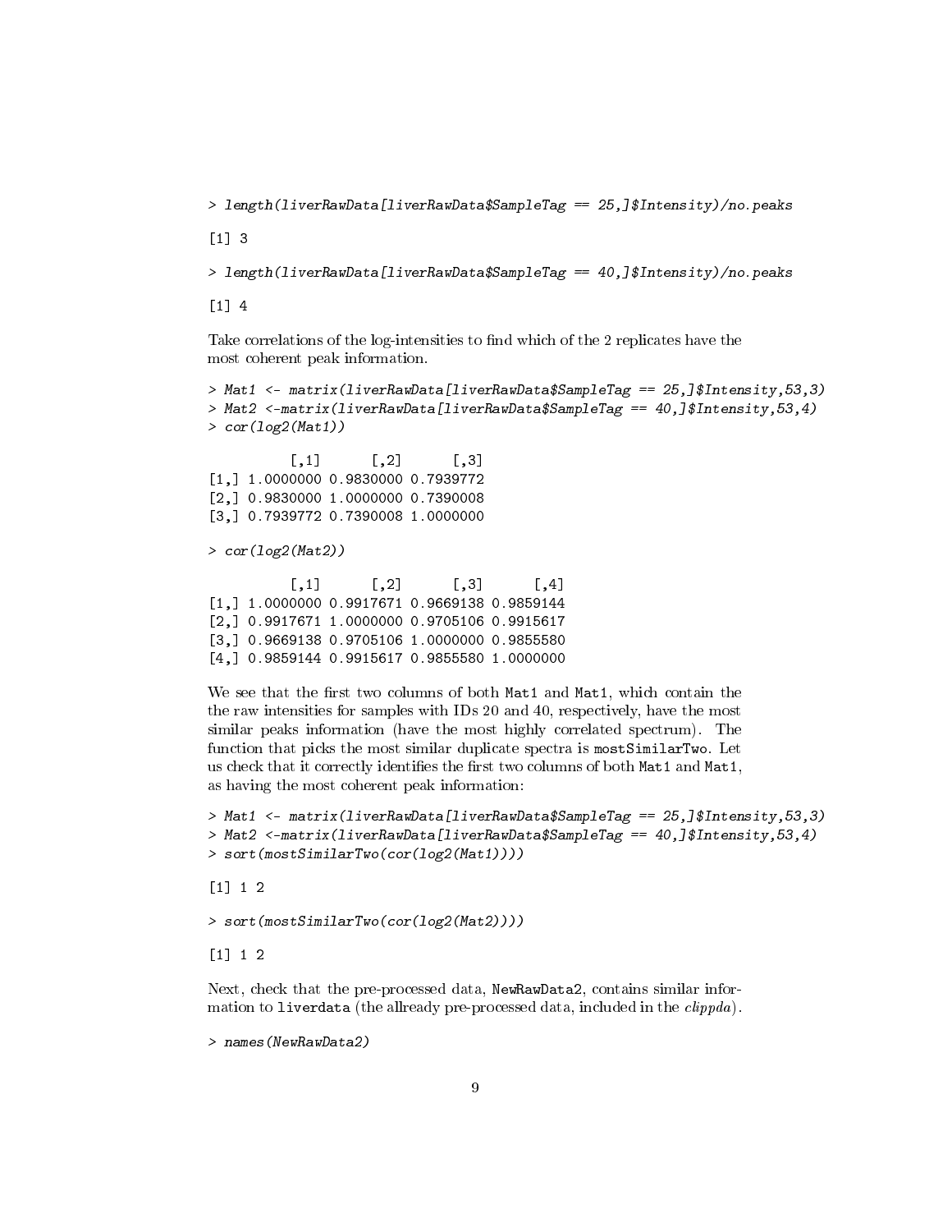```
> length(liverRawData[liverRawData$SampleTag == 25,]$Intensity)/no.peaks

[1] 3

> length(liverRawData[liverRawData$SampleTag == 40,]$Intensity)/no.peaks

[1] 4
```

Take correlations of the log-intensities to find which of the 2 replicates have the most coherent peak information.

```
> Mat1 <- matrix(liverRawData[liverRawData$SampleTag == 25,]$Intensity,53,3)
> Mat2 <-matrix(liverRawData[liverRawData$SampleTag == 40,]$Intensity,53,4)
> cor(log2(Mat1))

          [,1]      [,2]      [,3]
[1,] 1.0000000 0.9830000 0.7939772
[2,] 0.9830000 1.0000000 0.7390008
[3,] 0.7939772 0.7390008 1.0000000

> cor(log2(Mat2))

          [,1]      [,2]      [,3]      [,4]
[1,] 1.0000000 0.9917671 0.9669138 0.9859144
[2,] 0.9917671 1.0000000 0.9705106 0.9915617
[3,] 0.9669138 0.9705106 1.0000000 0.9855580
[4,] 0.9859144 0.9915617 0.9855580 1.0000000
```

We see that the first two columns of both `Mat1` and `Mat1`, which contain the the raw intensities for samples with IDs 20 and 40, respectively, have the most similar peaks information (have the most highly correlated spectrum). The function that picks the most similar duplicate spectra is `mostSimilarTwo`. Let us check that it correctly identifies the first two columns of both `Mat1` and `Mat1`, as having the most coherent peak information:

```
> Mat1 <- matrix(liverRawData[liverRawData$SampleTag == 25,]$Intensity,53,3)
> Mat2 <-matrix(liverRawData[liverRawData$SampleTag == 40,]$Intensity,53,4)
> sort(mostSimilarTwo(cor(log2(Mat1))))

[1] 1 2

> sort(mostSimilarTwo(cor(log2(Mat2))))

[1] 1 2
```

Next, check that the pre-processed data, `NewRawData2`, contains similar information to `liverdata` (the allready pre-processed data, included in the *clippda*).

```
> names(NewRawData2)
```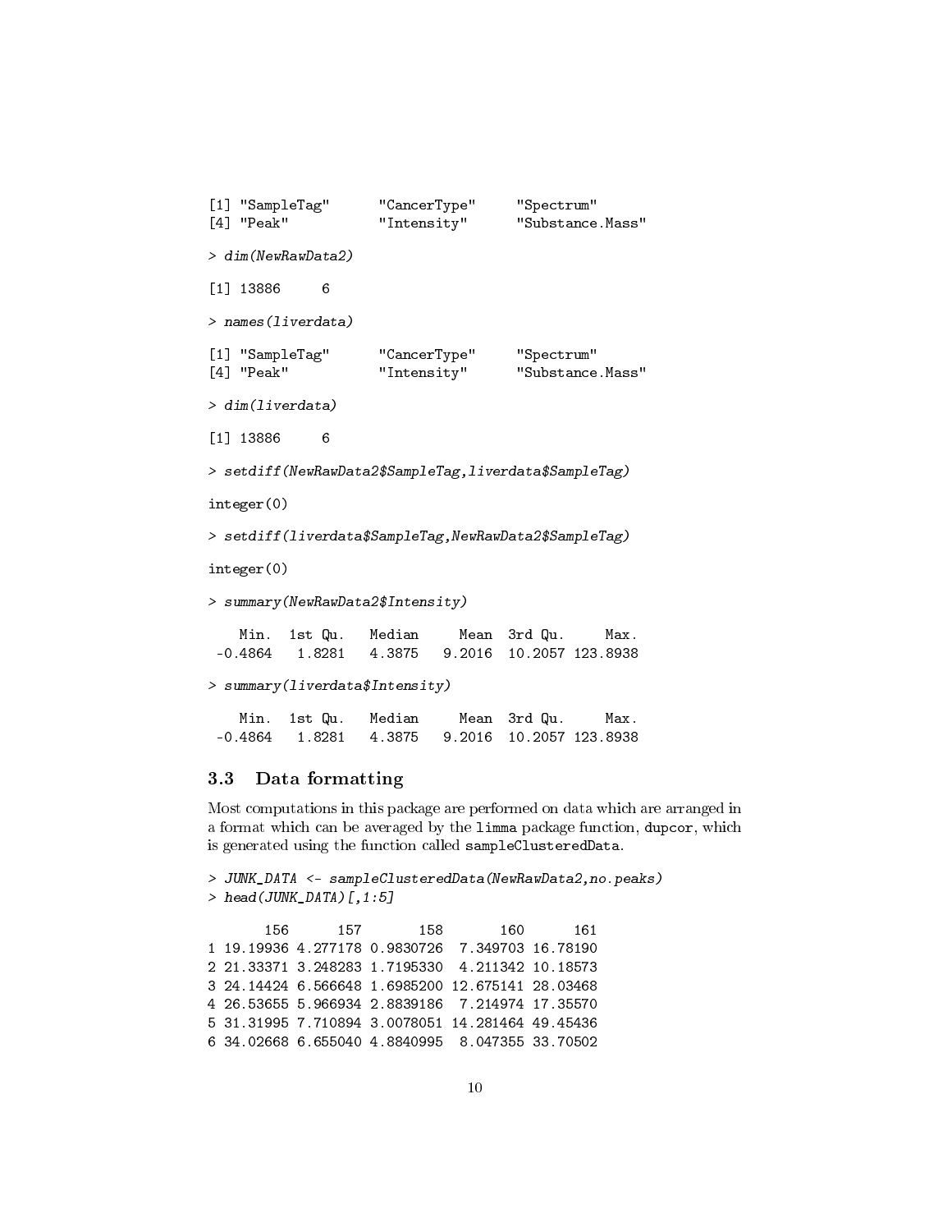```
[1] "SampleTag"      "CancerType"     "Spectrum"
[4] "Peak"           "Intensity"      "Substance.Mass"
```

```
> dim(NewRawData2)
```

```
[1] 13886     6
```

```
> names(liverdata)
```

```
[1] "SampleTag"      "CancerType"     "Spectrum"
[4] "Peak"           "Intensity"      "Substance.Mass"
```

```
> dim(liverdata)
```

```
[1] 13886     6
```

```
> setdiff(NewRawData2$SampleTag,liverdata$SampleTag)
```

```
integer(0)
```

```
> setdiff(liverdata$SampleTag,NewRawData2$SampleTag)
```

```
integer(0)
```

```
> summary(NewRawData2$Intensity)
```

```
    Min.  1st Qu.   Median     Mean  3rd Qu.     Max.
 -0.4864   1.8281   4.3875   9.2016  10.2057 123.8938
```

```
> summary(liverdata$Intensity)
```

```
    Min.  1st Qu.   Median     Mean  3rd Qu.     Max.
 -0.4864   1.8281   4.3875   9.2016  10.2057 123.8938
```

### 3.3 Data formatting

Most computations in this package are performed on data which are arranged in a format which can be averaged by the `limma` package function, `dupcor`, which is generated using the function called `sampleClusteredData`.

```
> JUNK_DATA <- sampleClusteredData(NewRawData2,no.peaks)
> head(JUNK_DATA)[,1:5]
```

```
       156      157       158       160      161
1 19.19936 4.277178 0.9830726  7.349703 16.78190
2 21.33371 3.248283 1.7195330  4.211342 10.18573
3 24.14424 6.566648 1.6985200 12.675141 28.03468
4 26.53655 5.966934 2.8839186  7.214974 17.35570
5 31.31995 7.710894 3.0078051 14.281464 49.45436
6 34.02668 6.655040 4.8840995  8.047355 33.70502
```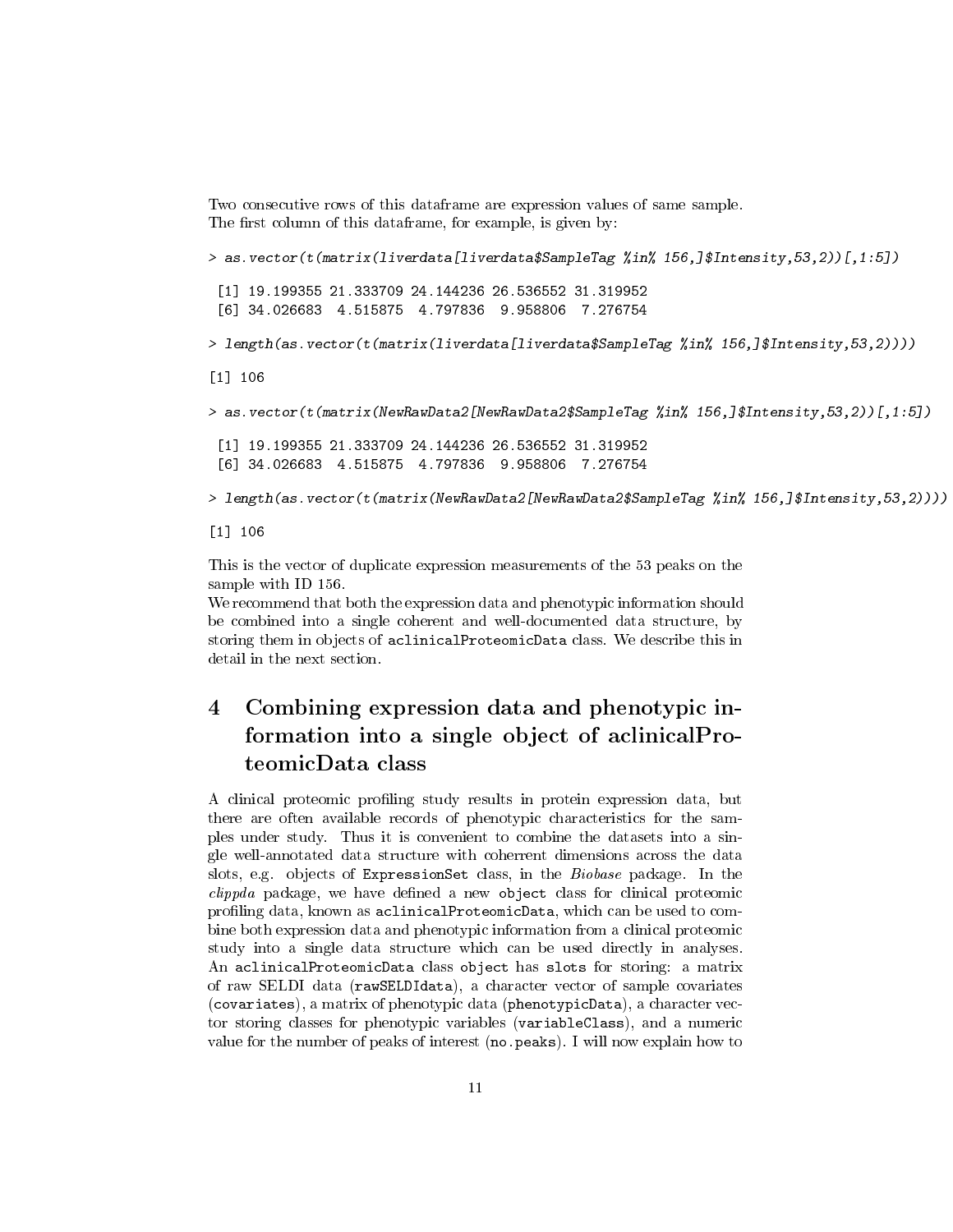Two consecutive rows of this dataframe are expression values of same sample.
The first column of this dataframe, for example, is given by:

```
> as.vector(t(matrix(liverdata[liverdata$SampleTag %in% 156,]$Intensity,53,2))[,1:5])

 [1] 19.199355 21.333709 24.144236 26.536552 31.319952
 [6] 34.026683  4.515875  4.797836  9.958806  7.276754

> length(as.vector(t(matrix(liverdata[liverdata$SampleTag %in% 156,]$Intensity,53,2))))

[1] 106

> as.vector(t(matrix(NewRawData2[NewRawData2$SampleTag %in% 156,]$Intensity,53,2))[,1:5])

 [1] 19.199355 21.333709 24.144236 26.536552 31.319952
 [6] 34.026683  4.515875  4.797836  9.958806  7.276754

> length(as.vector(t(matrix(NewRawData2[NewRawData2$SampleTag %in% 156,]$Intensity,53,2))))

[1] 106
```

This is the vector of duplicate expression measurements of the 53 peaks on the sample with ID 156.
We recommend that both the expression data and phenotypic information should be combined into a single coherent and well-documented data structure, by storing them in objects of `aclinicalProteomicData` class. We describe this in detail in the next section.

# 4 Combining expression data and phenotypic information into a single object of aclinicalProteomicData class

A clinical proteomic profiling study results in protein expression data, but there are often available records of phenotypic characteristics for the samples under study. Thus it is convenient to combine the datasets into a single well-annotated data structure with coherrent dimensions across the data slots, e.g. objects of `ExpressionSet` class, in the *Biobase* package. In the *clippda* package, we have defined a new `object` class for clinical proteomic profiling data, known as `aclinicalProteomicData`, which can be used to combine both expression data and phenotypic information from a clinical proteomic study into a single data structure which can be used directly in analyses. An `aclinicalProteomicData` class `object` has `slots` for storing: a matrix of raw SELDI data (`rawSELDIdata`), a character vector of sample covariates (`covariates`), a matrix of phenotypic data (`phenotypicData`), a character vector storing classes for phenotypic variables (`variableClass`), and a numeric value for the number of peaks of interest (`no.peaks`). I will now explain how to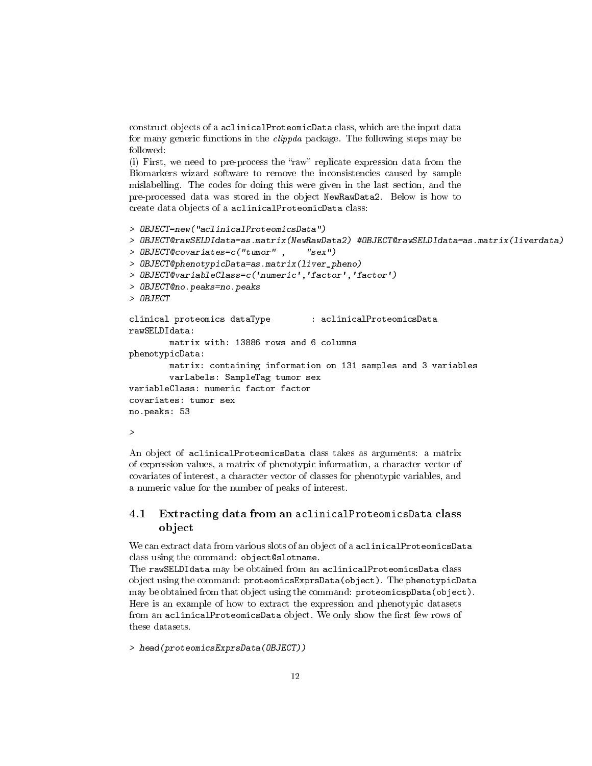construct objects of a aclinicalProteomicData class, which are the input data for many generic functions in the *clippda* package. The following steps may be followed:

(i) First, we need to pre-process the "raw" replicate expression data from the Biomarkers wizard software to remove the inconsistencies caused by sample mislabelling. The codes for doing this were given in the last section, and the pre-processed data was stored in the object NewRawData2. Below is how to create data objects of a aclinicalProteomicData class:

```
> OBJECT=new("aclinicalProteomicsData")
> OBJECT@rawSELDIdata=as.matrix(NewRawData2) #OBJECT@rawSELDIdata=as.matrix(liverdata)
> OBJECT@covariates=c("tumor" ,    "sex")
> OBJECT@phenotypicData=as.matrix(liver_pheno)
> OBJECT@variableClass=c('numeric','factor','factor')
> OBJECT@no.peaks=no.peaks
> OBJECT

clinical proteomics dataType        : aclinicalProteomicsData
rawSELDIdata:
        matrix with: 13886 rows and 6 columns
phenotypicData:
        matrix: containing information on 131 samples and 3 variables
        varLabels: SampleTag tumor sex
variableClass: numeric factor factor
covariates: tumor sex
no.peaks: 53

>
```

An object of aclinicalProteomicsData class takes as arguments: a matrix of expression values, a matrix of phenotypic information, a character vector of covariates of interest, a character vector of classes for phenotypic variables, and a numeric value for the number of peaks of interest.

## 4.1 Extracting data from an aclinicalProteomicsData class object

We can extract data from various slots of an object of a aclinicalProteomicsData class using the command: object@slotname.

The rawSELDIdata may be obtained from an aclinicalProteomicsData class object using the command: proteomicsExprsData(object). The phenotypicData may be obtained from that object using the command: proteomicspData(object). Here is an example of how to extract the expression and phenotypic datasets from an aclinicalProteomicsData object. We only show the first few rows of these datasets.

```
> head(proteomicsExprsData(OBJECT))
```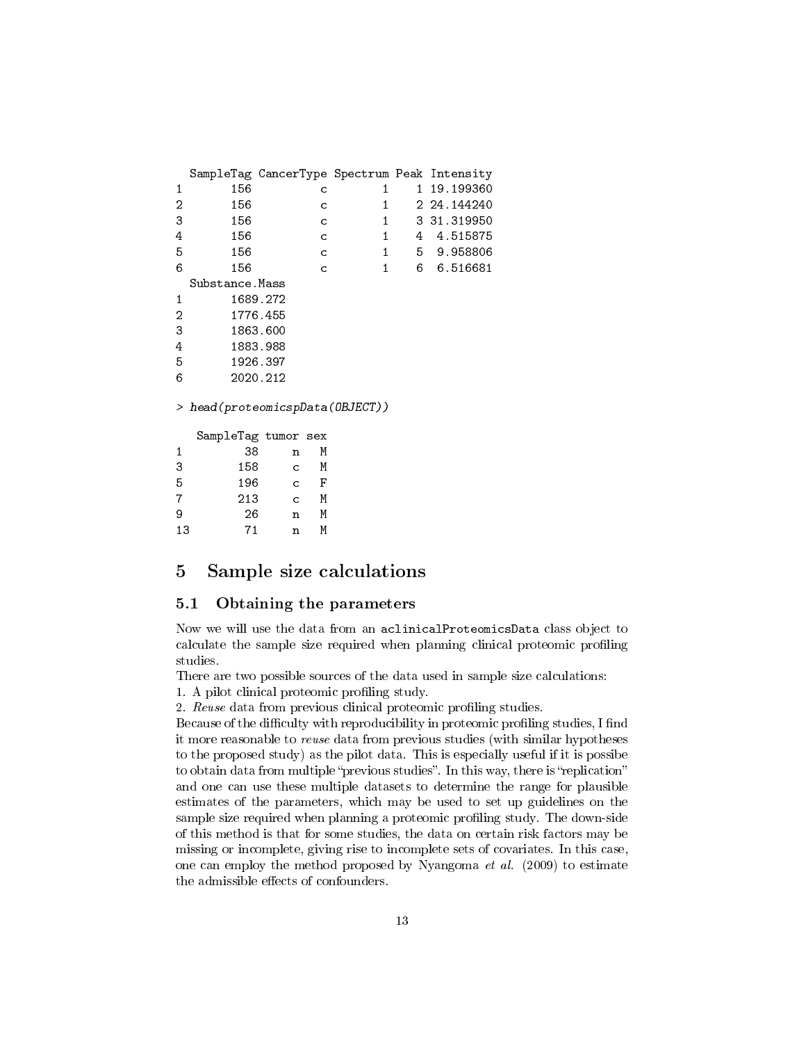```
  SampleTag CancerType Spectrum Peak Intensity
1       156          c        1    1 19.199360
2       156          c        1    2 24.144240
3       156          c        1    3 31.319950
4       156          c        1    4  4.515875
5       156          c        1    5  9.958806
6       156          c        1    6  6.516681
  Substance.Mass
1       1689.272
2       1776.455
3       1863.600
4       1883.988
5       1926.397
6       2020.212
```

```
> head(proteomicspData(OBJECT))
```

```
   SampleTag tumor sex
1         38     n   M
3        158     c   M
5        196     c   F
7        213     c   M
9         26     n   M
13        71     n   M
```

## 5 Sample size calculations

### 5.1 Obtaining the parameters

Now we will use the data from an aclinicalProteomicsData class object to calculate the sample size required when planning clinical proteomic profiling studies.

There are two possible sources of the data used in sample size calculations:

1. A pilot clinical proteomic profiling study.
2. *Reuse* data from previous clinical proteomic profiling studies.

Because of the difficulty with reproducibility in proteomic profiling studies, I find it more reasonable to *reuse* data from previous studies (with similar hypotheses to the proposed study) as the pilot data. This is especially useful if it is possibe to obtain data from multiple "previous studies". In this way, there is "replication" and one can use these multiple datasets to determine the range for plausible estimates of the parameters, which may be used to set up guidelines on the sample size required when planning a proteomic profiling study. The down-side of this method is that for some studies, the data on certain risk factors may be missing or incomplete, giving rise to incomplete sets of covariates. In this case, one can employ the method proposed by Nyangoma *et al.* (2009) to estimate the admissible effects of confounders.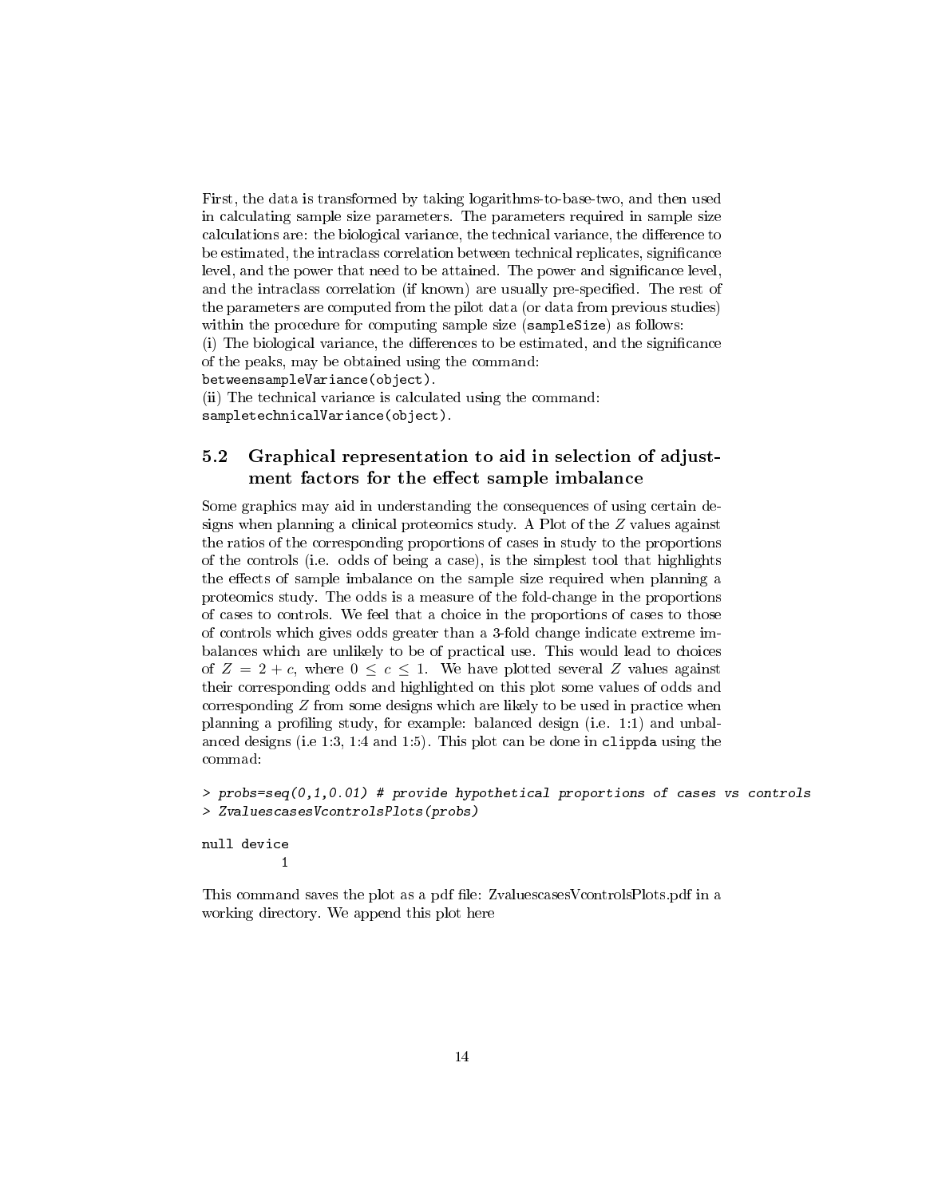First, the data is transformed by taking logarithms-to-base-two, and then used in calculating sample size parameters. The parameters required in sample size calculations are: the biological variance, the technical variance, the difference to be estimated, the intraclass correlation between technical replicates, significance level, and the power that need to be attained. The power and significance level, and the intraclass correlation (if known) are usually pre-specified. The rest of the parameters are computed from the pilot data (or data from previous studies) within the procedure for computing sample size (`sampleSize`) as follows:
(i) The biological variance, the differences to be estimated, and the significance of the peaks, may be obtained using the command:
`betweensampleVariance(object)`.
(ii) The technical variance is calculated using the command:
`sampletechnicalVariance(object)`.

## 5.2 Graphical representation to aid in selection of adjustment factors for the effect sample imbalance

Some graphics may aid in understanding the consequences of using certain designs when planning a clinical proteomics study. A Plot of the $Z$ values against the ratios of the corresponding proportions of cases in study to the proportions of the controls (i.e. odds of being a case), is the simplest tool that highlights the effects of sample imbalance on the sample size required when planning a proteomics study. The odds is a measure of the fold-change in the proportions of cases to controls. We feel that a choice in the proportions of cases to those of controls which gives odds greater than a 3-fold change indicate extreme imbalances which are unlikely to be of practical use. This would lead to choices of $Z = 2 + c$, where $0 \leq c \leq 1$. We have plotted several $Z$ values against their corresponding odds and highlighted on this plot some values of odds and corresponding $Z$ from some designs which are likely to be used in practice when planning a profiling study, for example: balanced design (i.e. 1:1) and unbalanced designs (i.e 1:3, 1:4 and 1:5). This plot can be done in `clippda` using the commad:

```
> probs=seq(0,1,0.01) # provide hypothetical proportions of cases vs controls
> ZvaluescasesVcontrolsPlots(probs)

null device
          1
```

This command saves the plot as a pdf file: ZvaluescasesVcontrolsPlots.pdf in a working directory. We append this plot here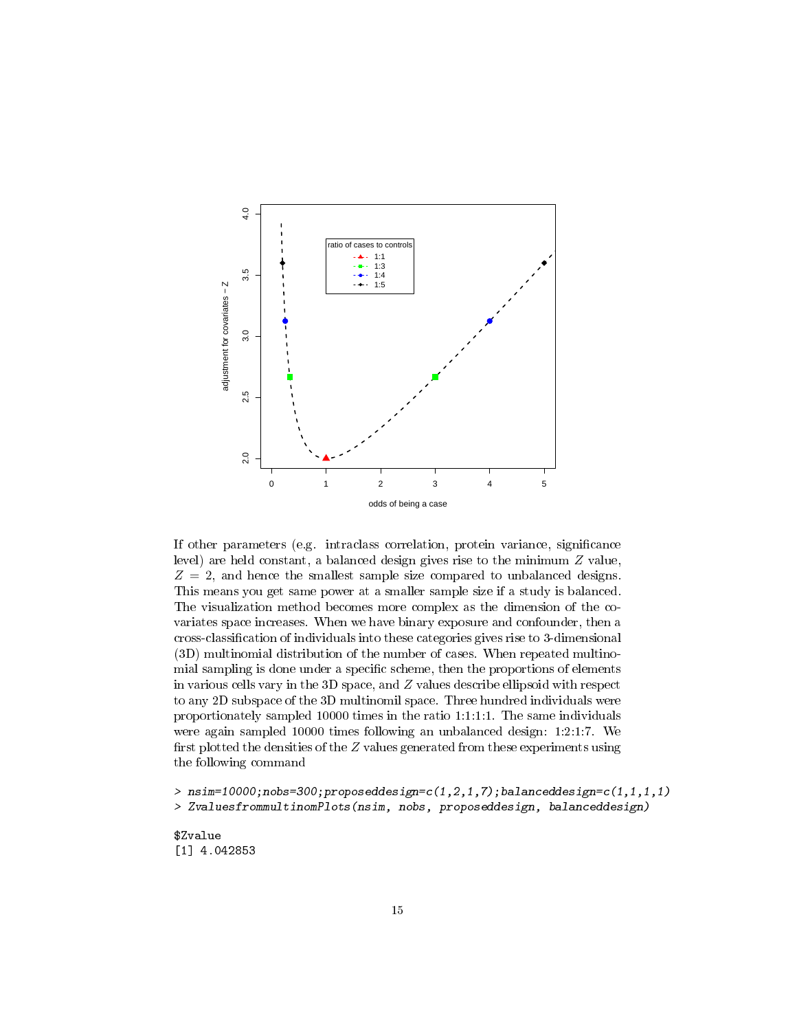If other parameters (e.g. intraclass correlation, protein variance, significance level) are held constant, a balanced design gives rise to the minimum $Z$ value, $Z = 2$, and hence the smallest sample size compared to unbalanced designs. This means you get same power at a smaller sample size if a study is balanced. The visualization method becomes more complex as the dimension of the covariates space increases. When we have binary exposure and confounder, then a cross-classification of individuals into these categories gives rise to 3-dimensional (3D) multinomial distribution of the number of cases. When repeated multinomial sampling is done under a specific scheme, then the proportions of elements in various cells vary in the 3D space, and $Z$ values describe ellipsoid with respect to any 2D subspace of the 3D multinomil space. Three hundred individuals were proportionately sampled 10000 times in the ratio 1:1:1:1. The same individuals were again sampled 10000 times following an unbalanced design: 1:2:1:7. We first plotted the densities of the $Z$ values generated from these experiments using the following command

```
> nsim=10000;nobs=300;proposeddesign=c(1,2,1,7);balanceddesign=c(1,1,1,1)
> ZvaluesfrommultinomPlots(nsim, nobs, proposeddesign, balanceddesign)
```

```
$Zvalue
[1] 4.042853
```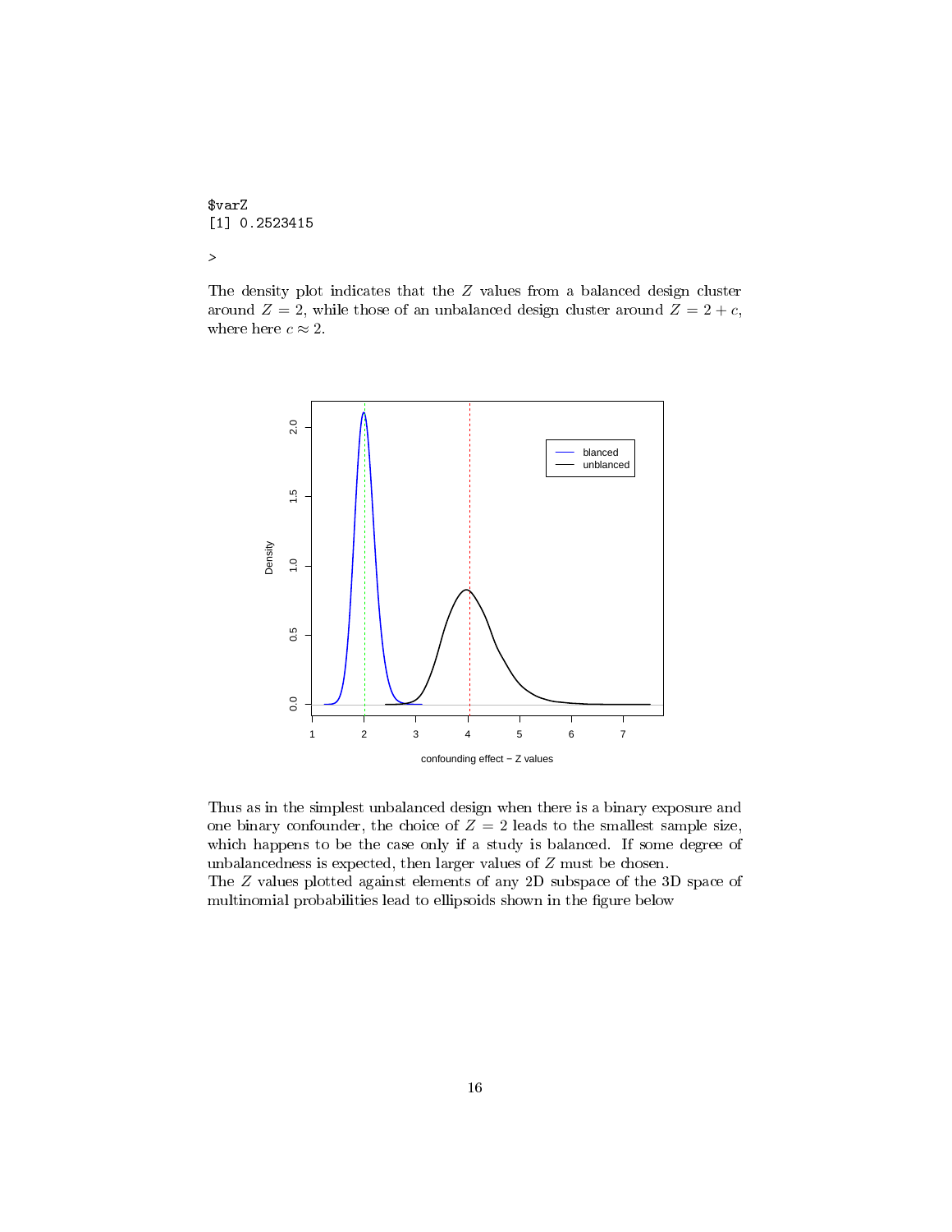```
$varZ
[1] 0.2523415

>
```

The density plot indicates that the $Z$ values from a balanced design cluster around $Z = 2$, while those of an unbalanced design cluster around $Z = 2 + c$, where here $c \approx 2$.

Thus as in the simplest unbalanced design when there is a binary exposure and one binary confounder, the choice of $Z = 2$ leads to the smallest sample size, which happens to be the case only if a study is balanced. If some degree of unbalancedness is expected, then larger values of $Z$ must be chosen.
The $Z$ values plotted against elements of any 2D subspace of the 3D space of multinomial probabilities lead to ellipsoids shown in the figure below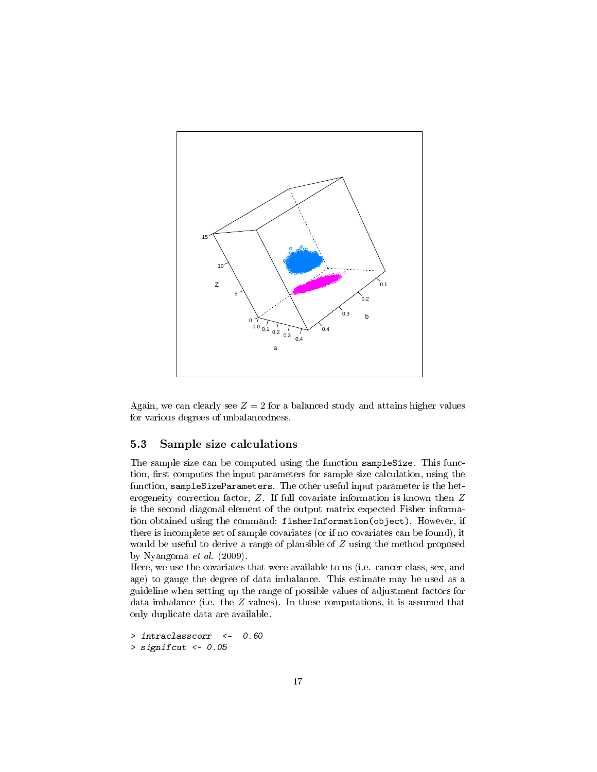Again, we can clearly see $Z = 2$ for a balanced study and attains higher values for various degrees of unbalancedness.

## 5.3 Sample size calculations

The sample size can be computed using the function `sampleSize`. This function, first computes the input parameters for sample size calculation, using the function, `sampleSizeParameters`. The other useful input parameter is the heterogeneity correction factor, $Z$. If full covariate information is known then $Z$ is the second diagonal element of the output matrix expected Fisher information obtained using the command: `fisherInformation(object)`. However, if there is incomplete set of sample covariates (or if no covariates can be found), it would be useful to derive a range of plausible of $Z$ using the method proposed by Nyangoma *et al.* (2009).

Here, we use the covariates that were available to us (i.e. cancer class, sex, and age) to gauge the degree of data imbalance. This estimate may be used as a guideline when setting up the range of possible values of adjustment factors for data imbalance (i.e. the $Z$ values). In these computations, it is assumed that only duplicate data are available.

```
> intraclasscorr  <-  0.60
> significut <- 0.05
```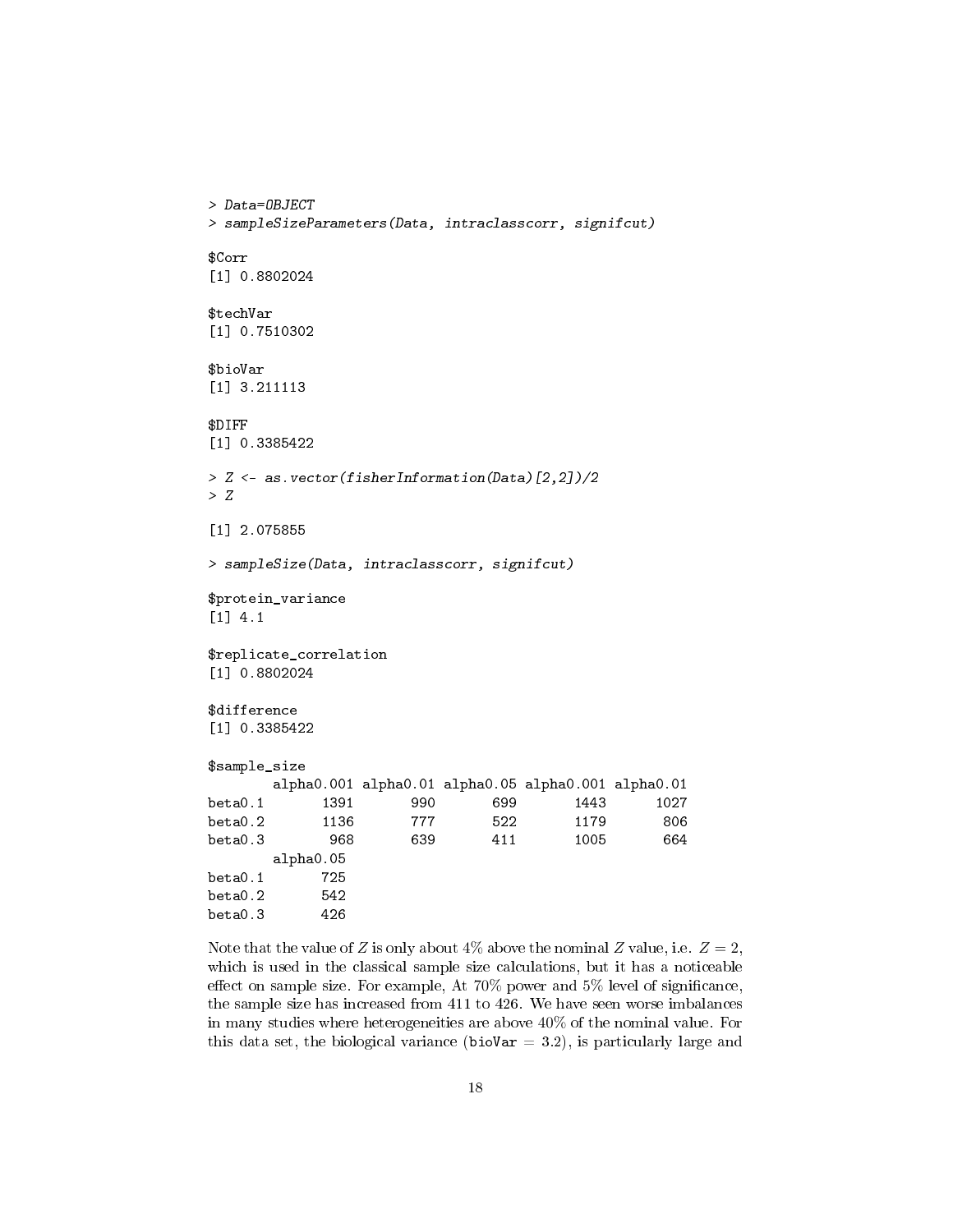```
> Data=OBJECT
> sampleSizeParameters(Data, intraclasscorr, signifcut)

$Corr
[1] 0.8802024

$techVar
[1] 0.7510302

$bioVar
[1] 3.211113

$DIFF
[1] 0.3385422

> Z <- as.vector(fisherInformation(Data)[2,2])/2
> Z

[1] 2.075855

> sampleSize(Data, intraclasscorr, signifcut)

$protein_variance
[1] 4.1

$replicate_correlation
[1] 0.8802024

$difference
[1] 0.3385422

$sample_size
        alpha0.001 alpha0.01 alpha0.05 alpha0.001 alpha0.01
beta0.1       1391       990       699      1443      1027
beta0.2       1136       777       522      1179       806
beta0.3        968       639       411      1005       664
        alpha0.05
beta0.1       725
beta0.2       542
beta0.3       426
```

Note that the value of $Z$ is only about 4% above the nominal $Z$ value, i.e. $Z = 2$, which is used in the classical sample size calculations, but it has a noticeable effect on sample size. For example, At 70% power and 5% level of significance, the sample size has increased from 411 to 426. We have seen worse imbalances in many studies where heterogeneities are above 40% of the nominal value. For this data set, the biological variance (`bioVar` = 3.2), is particularly large and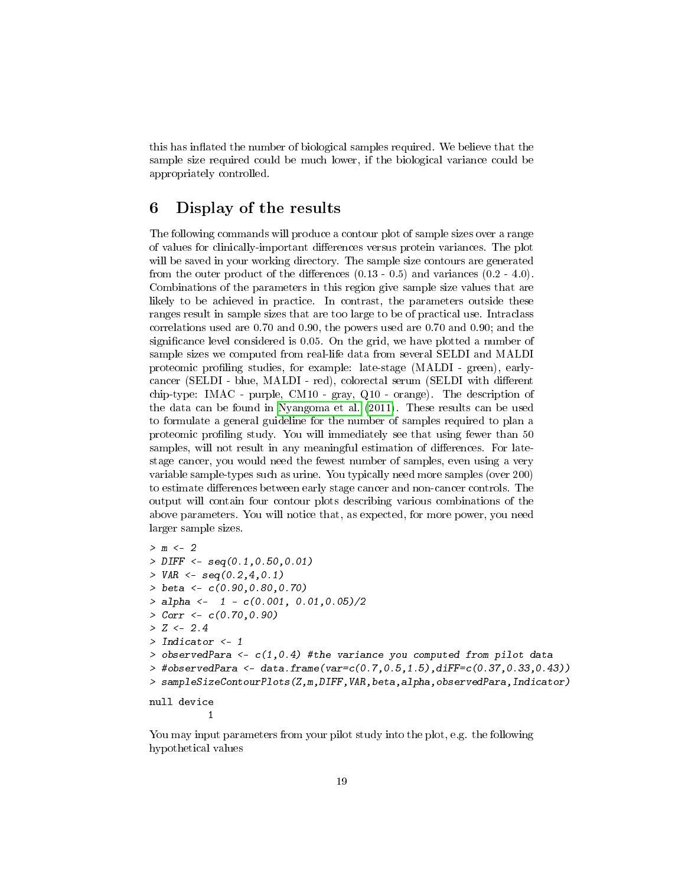this has inflated the number of biological samples required. We believe that the sample size required could be much lower, if the biological variance could be appropriately controlled.

## 6 Display of the results

The following commands will produce a contour plot of sample sizes over a range of values for clinically-important differences versus protein variances. The plot will be saved in your working directory. The sample size contours are generated from the outer product of the differences (0.13 - 0.5) and variances (0.2 - 4.0). Combinations of the parameters in this region give sample size values that are likely to be achieved in practice. In contrast, the parameters outside these ranges result in sample sizes that are too large to be of practical use. Intraclass correlations used are 0.70 and 0.90, the powers used are 0.70 and 0.90; and the significance level considered is 0.05. On the grid, we have plotted a number of sample sizes we computed from real-life data from several SELDI and MALDI proteomic profiling studies, for example: late-stage (MALDI - green), early-cancer (SELDI - blue, MALDI - red), colorectal serum (SELDI with different chip-type: IMAC - purple, CM10 - gray, Q10 - orange). The description of the data can be found in Nyangoma et al. (2011). These results can be used to formulate a general guideline for the number of samples required to plan a proteomic profiling study. You will immediately see that using fewer than 50 samples, will not result in any meaningful estimation of differences. For late-stage cancer, you would need the fewest number of samples, even using a very variable sample-types such as urine. You typically need more samples (over 200) to estimate differences between early stage cancer and non-cancer controls. The output will contain four contour plots describing various combinations of the above parameters. You will notice that, as expected, for more power, you need larger sample sizes.

```
> m <- 2
> DIFF <- seq(0.1,0.50,0.01)
> VAR <- seq(0.2,4,0.1)
> beta <- c(0.90,0.80,0.70)
> alpha <-  1 - c(0.001, 0.01,0.05)/2
> Corr <- c(0.70,0.90)
> Z <- 2.4
> Indicator <- 1
> observedPara <- c(1,0.4) #the variance you computed from pilot data
> #observedPara <- data.frame(var=c(0.7,0.5,1.5),diFF=c(0.37,0.33,0.43))
> sampleSizeContourPlots(Z,m,DIFF,VAR,beta,alpha,observedPara,Indicator)

null device
          1
```

You may input parameters from your pilot study into the plot, e.g. the following hypothetical values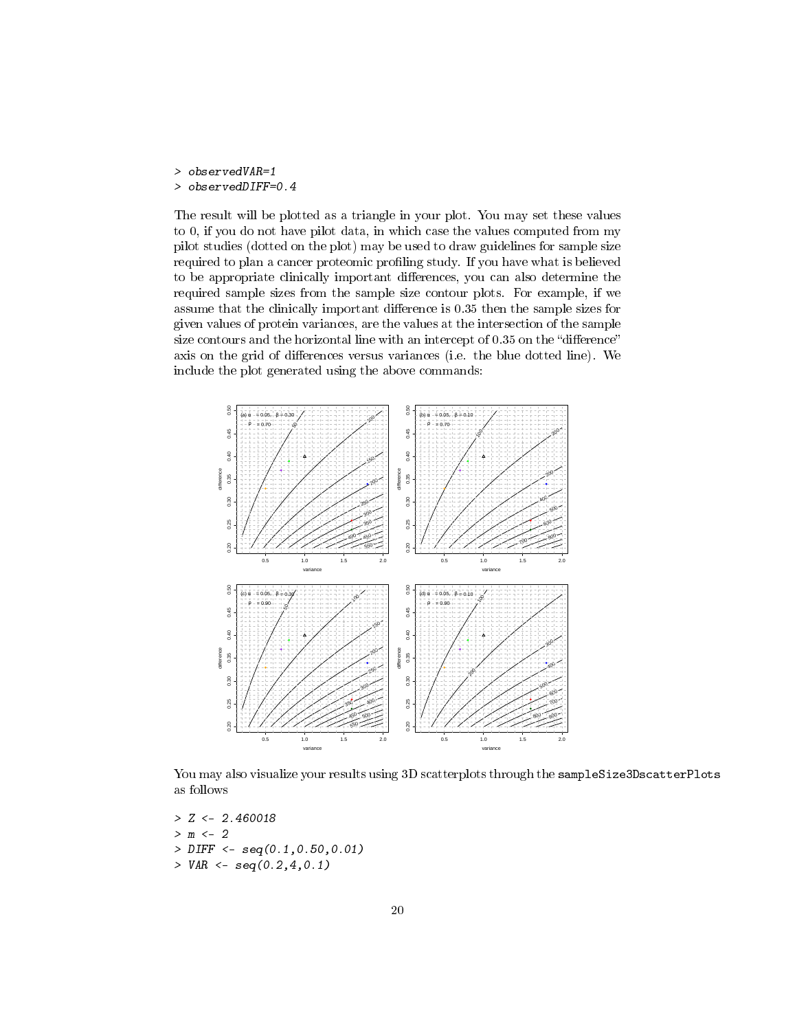```
> observedVAR=1
> observedDIFF=0.4
```

The result will be plotted as a triangle in your plot. You may set these values to 0, if you do not have pilot data, in which case the values computed from my pilot studies (dotted on the plot) may be used to draw guidelines for sample size required to plan a cancer proteomic profiling study. If you have what is believed to be appropriate clinically important differences, you can also determine the required sample sizes from the sample size contour plots. For example, if we assume that the clinically important difference is 0.35 then the sample sizes for given values of protein variances, are the values at the intersection of the sample size contours and the horizontal line with an intercept of 0.35 on the "difference" axis on the grid of differences versus variances (i.e. the blue dotted line). We include the plot generated using the above commands:

You may also visualize your results using 3D scatterplots through the `sampleSize3DscatterPlots` as follows

```
> Z <- 2.460018
> m <- 2
> DIFF <- seq(0.1,0.50,0.01)
> VAR <- seq(0.2,4,0.1)
```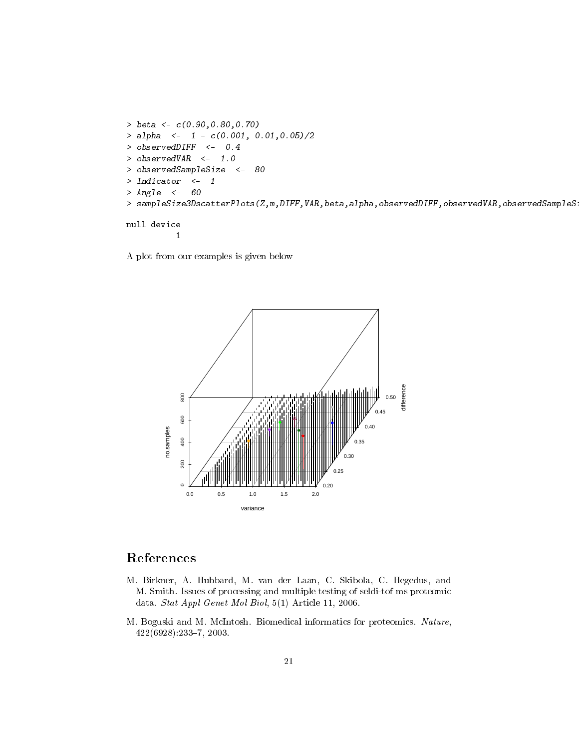```
> beta <- c(0.90,0.80,0.70)
> alpha  <-  1 - c(0.001, 0.01,0.05)/2
> observedDIFF  <-  0.4
> observedVAR  <-  1.0
> observedSampleSize  <-  80
> Indicator  <-  1
> Angle  <-  60
> sampleSize3DscatterPlots(Z,m,DIFF,VAR,beta,alpha,observedDIFF,observedVAR,observedSampleSi

null device
          1
```

A plot from our examples is given below

# References

M. Birkner, A. Hubbard, M. van der Laan, C. Skibola, C. Hegedus, and M. Smith. Issues of processing and multiple testing of seldi-tof ms proteomic data. *Stat Appl Genet Mol Biol*, 5(1) Article 11, 2006.

M. Boguski and M. McIntosh. Biomedical informatics for proteomics. *Nature*, 422(6928):233–7, 2003.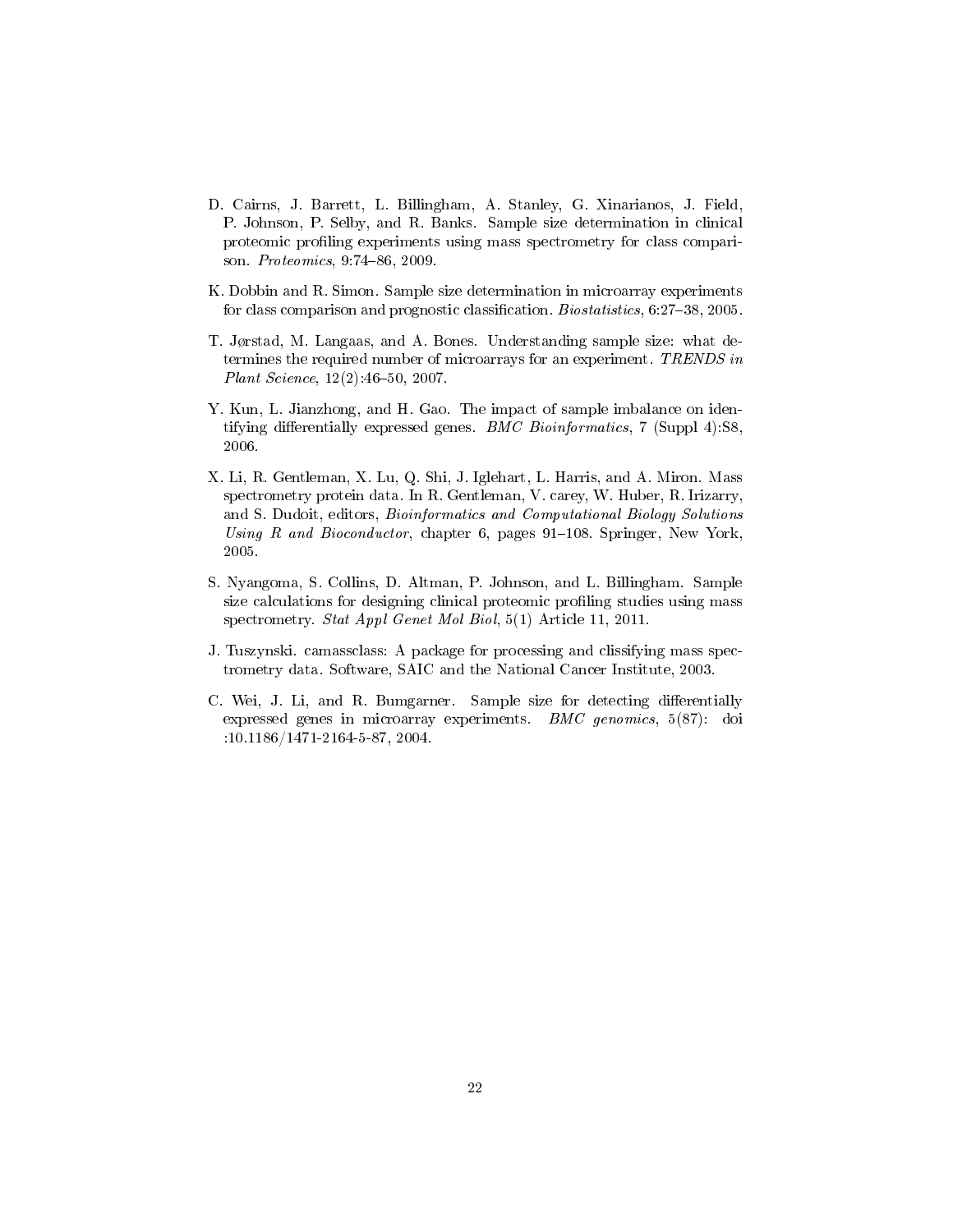D. Cairns, J. Barrett, L. Billingham, A. Stanley, G. Xinarianos, J. Field, P. Johnson, P. Selby, and R. Banks. Sample size determination in clinical proteomic profiling experiments using mass spectrometry for class comparison. *Proteomics*, 9:74–86, 2009.

K. Dobbin and R. Simon. Sample size determination in microarray experiments for class comparison and prognostic classification. *Biostatistics*, 6:27–38, 2005.

T. Jørstad, M. Langaas, and A. Bones. Understanding sample size: what determines the required number of microarrays for an experiment. *TRENDS in Plant Science*, 12(2):46–50, 2007.

Y. Kun, L. Jianzhong, and H. Gao. The impact of sample imbalance on identifying differentially expressed genes. *BMC Bioinformatics*, 7 (Suppl 4):S8, 2006.

X. Li, R. Gentleman, X. Lu, Q. Shi, J. Iglehart, L. Harris, and A. Miron. Mass spectrometry protein data. In R. Gentleman, V. carey, W. Huber, R. Irizarry, and S. Dudoit, editors, *Bioinformatics and Computational Biology Solutions Using R and Bioconductor*, chapter 6, pages 91–108. Springer, New York, 2005.

S. Nyangoma, S. Collins, D. Altman, P. Johnson, and L. Billingham. Sample size calculations for designing clinical proteomic profiling studies using mass spectrometry. *Stat Appl Genet Mol Biol*, 5(1) Article 11, 2011.

J. Tuszynski. camassclass: A package for processing and clissifying mass spectrometry data. Software, SAIC and the National Cancer Institute, 2003.

C. Wei, J. Li, and R. Bumgarner. Sample size for detecting differentially expressed genes in microarray experiments. *BMC genomics*, 5(87): doi :10.1186/1471-2164-5-87, 2004.